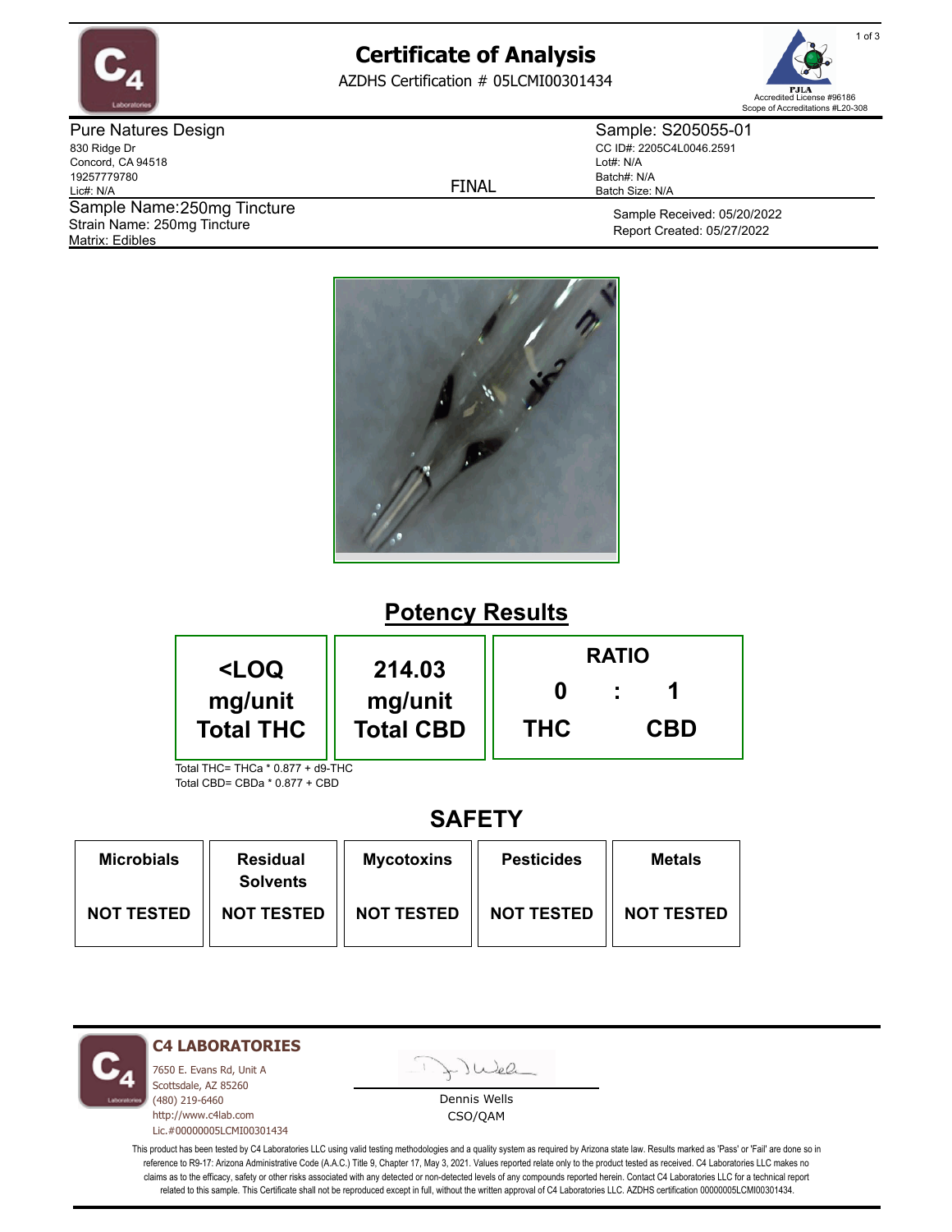# Certificate of Analysis

AZDHS Certification # 05LCMI00301434

Accredited License #96186
Scope of Accreditations #L20-308

**Pure Natures Design**
830 Ridge Dr
Concord, CA 94518
19257779780
Lic#: N/A

FINAL

**Sample: S205055-01**
CC ID#: 2205C4L0046.2591
Lot#: N/A
Batch#: N/A
Batch Size: N/A

Sample Name: 250mg Tincture
Strain Name: 250mg Tincture
Matrix: Edibles

Sample Received: 05/20/2022
Report Created: 05/27/2022

## Potency Results

| <LOQ mg/unit Total THC | 214.03 mg/unit Total CBD | RATIO 0 : 1 THC : CBD |
|---|---|---|

Total THC= THCa * 0.877 + d9-THC
Total CBD= CBDa * 0.877 + CBD

## SAFETY

| Microbials | Residual Solvents | Mycotoxins | Pesticides | Metals |
|---|---|---|---|---|
| NOT TESTED | NOT TESTED | NOT TESTED | NOT TESTED | NOT TESTED |

**C4 LABORATORIES**
7650 E. Evans Rd, Unit A
Scottsdale, AZ 85260
(480) 219-6460
http://www.c4lab.com
Lic.#00000005LCMI00301434

Dennis Wells
CSO/QAM

This product has been tested by C4 Laboratories LLC using valid testing methodologies and a quality system as required by Arizona state law. Results marked as 'Pass' or 'Fail' are done so in reference to R9-17: Arizona Administrative Code (A.A.C.) Title 9, Chapter 17, May 3, 2021. Values reported relate only to the product tested as received. C4 Laboratories LLC makes no claims as to the efficacy, safety or other risks associated with any detected or non-detected levels of any compounds reported herein. Contact C4 Laboratories LLC for a technical report related to this sample. This Certificate shall not be reproduced except in full, without the written approval of C4 Laboratories LLC. AZDHS certification 00000005LCMI00301434.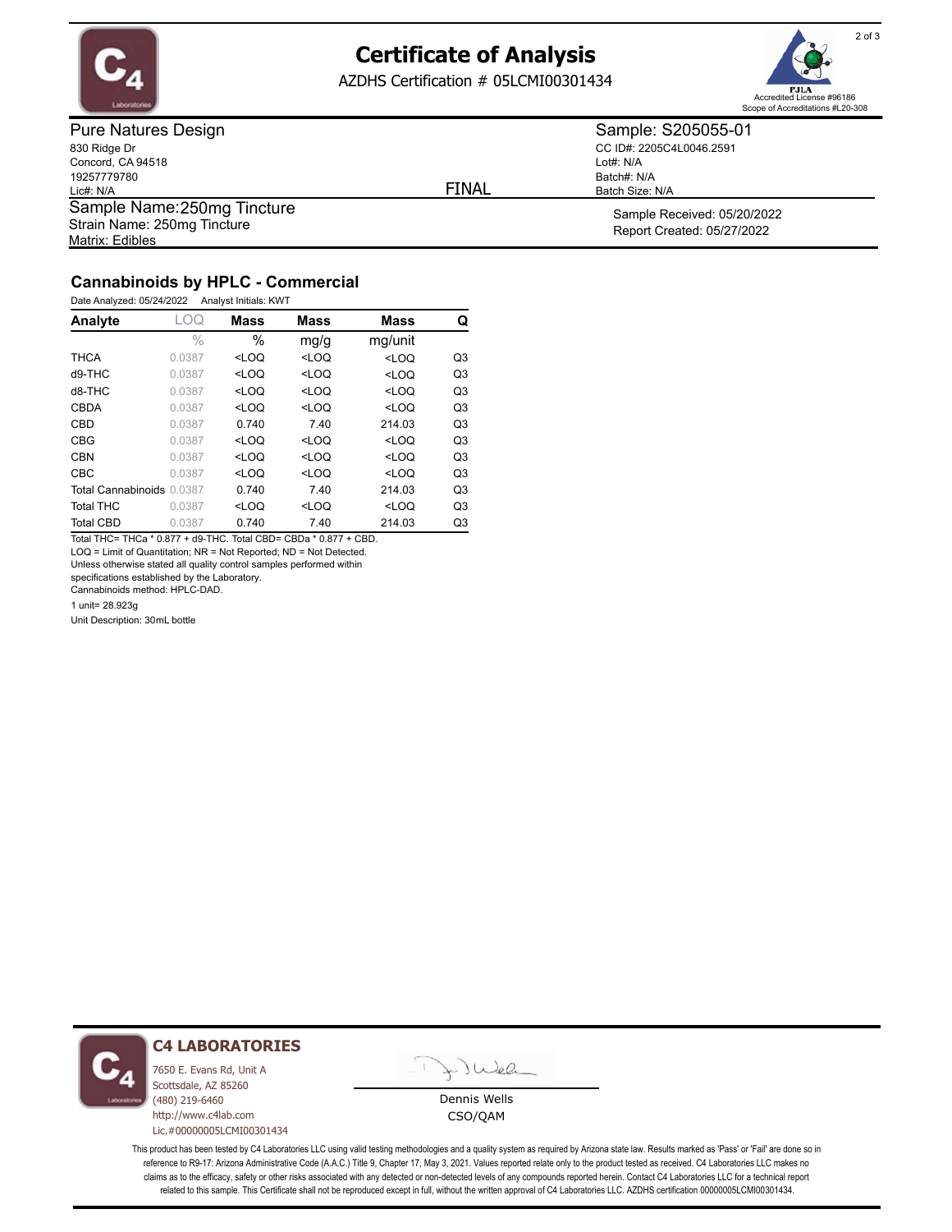# Certificate of Analysis

AZDHS Certification # 05LCMI00301434

Accredited License #96186
Scope of Accreditations #L20-308

**Pure Natures Design**
830 Ridge Dr
Concord, CA 94518
19257779780
Lic#: N/A

**Sample: S205055-01**
CC ID#: 2205C4L0046.2591
Lot#: N/A
Batch#: N/A
Batch Size: N/A

FINAL

Sample Name: 250mg Tincture
Strain Name: 250mg Tincture
Matrix: Edibles

Sample Received: 05/20/2022
Report Created: 05/27/2022

## Cannabinoids by HPLC - Commercial

Date Analyzed: 05/24/2022 Analyst Initials: KWT

| Analyte | LOQ | Mass | Mass | Mass | Q |
|---|---|---|---|---|---|
| | % | % | mg/g | mg/unit | |
| THCA | 0.0387 | <LOQ | <LOQ | <LOQ | Q3 |
| d9-THC | 0.0387 | <LOQ | <LOQ | <LOQ | Q3 |
| d8-THC | 0.0387 | <LOQ | <LOQ | <LOQ | Q3 |
| CBDA | 0.0387 | <LOQ | <LOQ | <LOQ | Q3 |
| CBD | 0.0387 | 0.740 | 7.40 | 214.03 | Q3 |
| CBG | 0.0387 | <LOQ | <LOQ | <LOQ | Q3 |
| CBN | 0.0387 | <LOQ | <LOQ | <LOQ | Q3 |
| CBC | 0.0387 | <LOQ | <LOQ | <LOQ | Q3 |
| Total Cannabinoids | 0.0387 | 0.740 | 7.40 | 214.03 | Q3 |
| Total THC | 0.0387 | <LOQ | <LOQ | <LOQ | Q3 |
| Total CBD | 0.0387 | 0.740 | 7.40 | 214.03 | Q3 |

Total THC= THCa * 0.877 + d9-THC. Total CBD= CBDa * 0.877 + CBD.
LOQ = Limit of Quantitation; NR = Not Reported; ND = Not Detected.
Unless otherwise stated all quality control samples performed within specifications established by the Laboratory.
Cannabinoids method: HPLC-DAD.

1 unit= 28.923g

Unit Description: 30mL bottle

**C4 LABORATORIES**
7650 E. Evans Rd, Unit A
Scottsdale, AZ 85260
(480) 219-6460
http://www.c4lab.com
Lic.#00000005LCMI00301434

Dennis Wells
CSO/QAM

This product has been tested by C4 Laboratories LLC using valid testing methodologies and a quality system as required by Arizona state law. Results marked as 'Pass' or 'Fail' are done so in reference to R9-17: Arizona Administrative Code (A.A.C.) Title 9, Chapter 17, May 3, 2021. Values reported relate only to the product tested as received. C4 Laboratories LLC makes no claims as to the efficacy, safety or other risks associated with any detected or non-detected levels of any compounds reported herein. Contact C4 Laboratories LLC for a technical report related to this sample. This Certificate shall not be reproduced except in full, without the written approval of C4 Laboratories LLC. AZDHS certification 00000005LCMI00301434.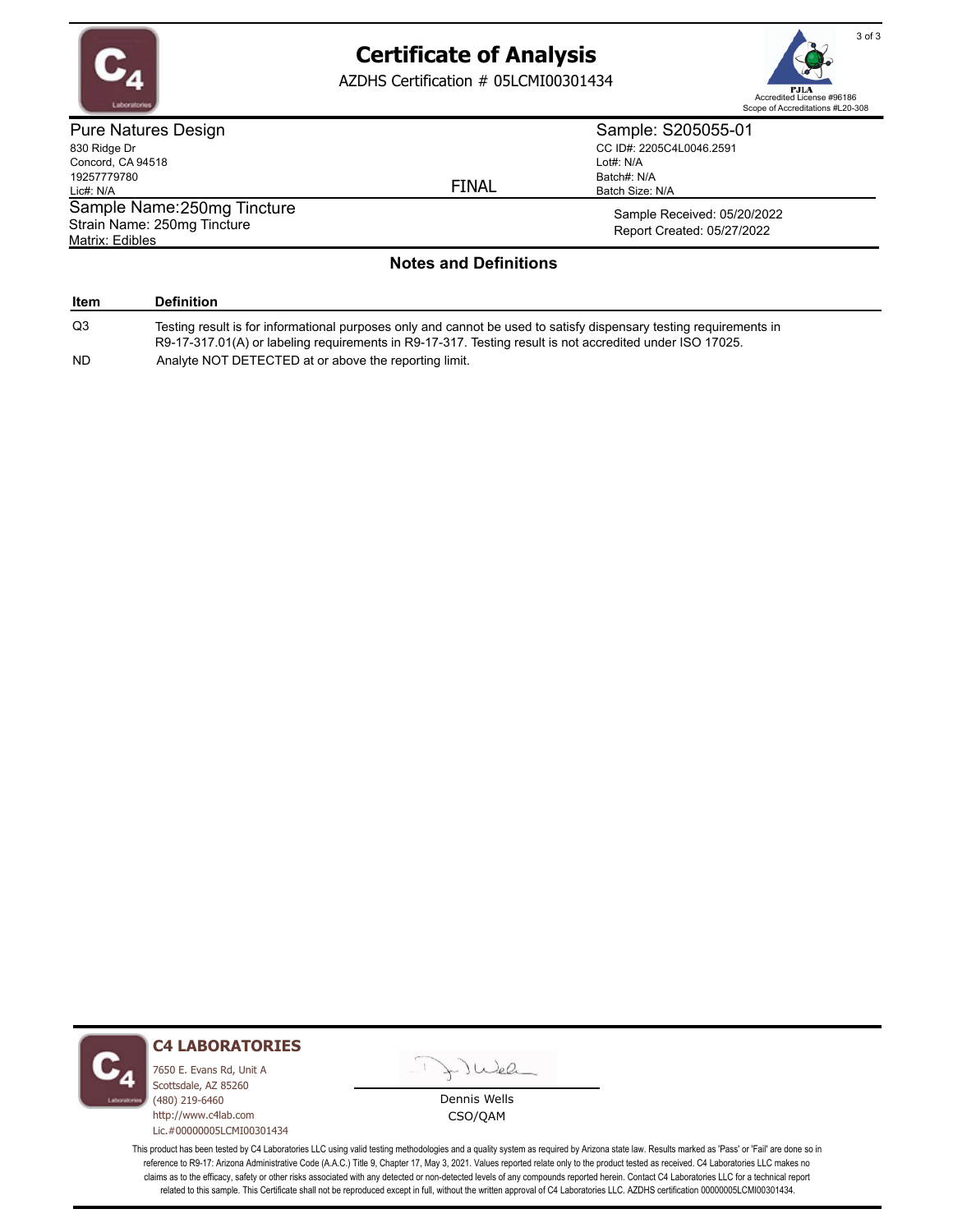# Certificate of Analysis

AZDHS Certification # 05LCMI00301434

PJLA
Accredited License #96186
Scope of Accreditations #L20-308

Pure Natures Design
830 Ridge Dr
Concord, CA 94518
19257779780
Lic#: N/A

FINAL

Sample: S205055-01
CC ID#: 2205C4L0046.2591
Lot#: N/A
Batch#: N/A
Batch Size: N/A

Sample Name:250mg Tincture
Strain Name: 250mg Tincture
Matrix: Edibles

Sample Received: 05/20/2022
Report Created: 05/27/2022

## Notes and Definitions

| Item | Definition |
|---|---|
| Q3 | Testing result is for informational purposes only and cannot be used to satisfy dispensary testing requirements in R9-17-317.01(A) or labeling requirements in R9-17-317. Testing result is not accredited under ISO 17025. |
| ND | Analyte NOT DETECTED at or above the reporting limit. |

**C4 LABORATORIES**
7650 E. Evans Rd, Unit A
Scottsdale, AZ 85260
(480) 219-6460
http://www.c4lab.com
Lic.#00000005LCMI00301434

Dennis Wells
CSO/QAM

This product has been tested by C4 Laboratories LLC using valid testing methodologies and a quality system as required by Arizona state law. Results marked as 'Pass' or 'Fail' are done so in reference to R9-17: Arizona Administrative Code (A.A.C.) Title 9, Chapter 17, May 3, 2021. Values reported relate only to the product tested as received. C4 Laboratories LLC makes no claims as to the efficacy, safety or other risks associated with any detected or non-detected levels of any compounds reported herein. Contact C4 Laboratories LLC for a technical report related to this sample. This Certificate shall not be reproduced except in full, without the written approval of C4 Laboratories LLC. AZDHS certification 00000005LCMI00301434.